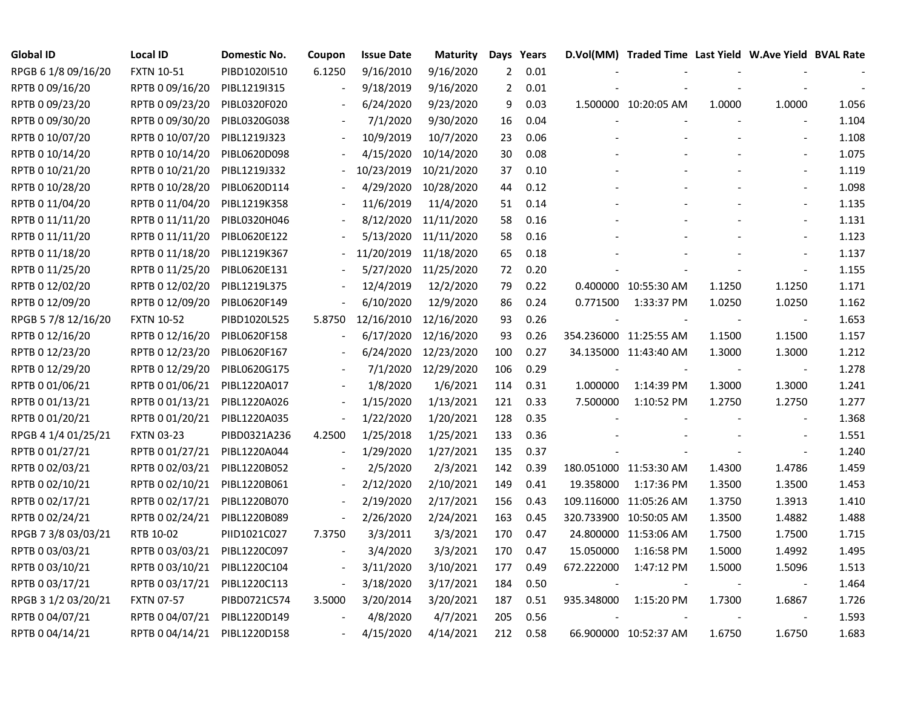| Global ID | Local ID | Domestic No. | Coupon | Issue Date | Maturity | Days | Years | D.Vol(MM) | Traded Time | Last Yield | W.Ave Yield | BVAL Rate |
|---|---|---|---|---|---|---|---|---|---|---|---|---|
| RPGB 6 1/8 09/16/20 | FXTN 10-51 | PIBD1020I510 | 6.1250 | 9/16/2010 | 9/16/2020 | 2 | 0.01 | - | - | - | - | - |
| RPTB 0 09/16/20 | RPTB 0 09/16/20 | PIBL1219I315 | - | 9/18/2019 | 9/16/2020 | 2 | 0.01 | - | - | - | - | - |
| RPTB 0 09/23/20 | RPTB 0 09/23/20 | PIBL0320F020 | - | 6/24/2020 | 9/23/2020 | 9 | 0.03 | 1.500000 | 10:20:05 AM | 1.0000 | 1.0000 | 1.056 |
| RPTB 0 09/30/20 | RPTB 0 09/30/20 | PIBL0320G038 | - | 7/1/2020 | 9/30/2020 | 16 | 0.04 | - | - | - | - | 1.104 |
| RPTB 0 10/07/20 | RPTB 0 10/07/20 | PIBL1219J323 | - | 10/9/2019 | 10/7/2020 | 23 | 0.06 | - | - | - | - | 1.108 |
| RPTB 0 10/14/20 | RPTB 0 10/14/20 | PIBL0620D098 | - | 4/15/2020 | 10/14/2020 | 30 | 0.08 | - | - | - | - | 1.075 |
| RPTB 0 10/21/20 | RPTB 0 10/21/20 | PIBL1219J332 | - | 10/23/2019 | 10/21/2020 | 37 | 0.10 | - | - | - | - | 1.119 |
| RPTB 0 10/28/20 | RPTB 0 10/28/20 | PIBL0620D114 | - | 4/29/2020 | 10/28/2020 | 44 | 0.12 | - | - | - | - | 1.098 |
| RPTB 0 11/04/20 | RPTB 0 11/04/20 | PIBL1219K358 | - | 11/6/2019 | 11/4/2020 | 51 | 0.14 | - | - | - | - | 1.135 |
| RPTB 0 11/11/20 | RPTB 0 11/11/20 | PIBL0320H046 | - | 8/12/2020 | 11/11/2020 | 58 | 0.16 | - | - | - | - | 1.131 |
| RPTB 0 11/11/20 | RPTB 0 11/11/20 | PIBL0620E122 | - | 5/13/2020 | 11/11/2020 | 58 | 0.16 | - | - | - | - | 1.123 |
| RPTB 0 11/18/20 | RPTB 0 11/18/20 | PIBL1219K367 | - | 11/20/2019 | 11/18/2020 | 65 | 0.18 | - | - | - | - | 1.137 |
| RPTB 0 11/25/20 | RPTB 0 11/25/20 | PIBL0620E131 | - | 5/27/2020 | 11/25/2020 | 72 | 0.20 | - | - | - | - | 1.155 |
| RPTB 0 12/02/20 | RPTB 0 12/02/20 | PIBL1219L375 | - | 12/4/2019 | 12/2/2020 | 79 | 0.22 | 0.400000 | 10:55:30 AM | 1.1250 | 1.1250 | 1.171 |
| RPTB 0 12/09/20 | RPTB 0 12/09/20 | PIBL0620F149 | - | 6/10/2020 | 12/9/2020 | 86 | 0.24 | 0.771500 | 1:33:37 PM | 1.0250 | 1.0250 | 1.162 |
| RPGB 5 7/8 12/16/20 | FXTN 10-52 | PIBD1020L525 | 5.8750 | 12/16/2010 | 12/16/2020 | 93 | 0.26 | - | - | - | - | 1.653 |
| RPTB 0 12/16/20 | RPTB 0 12/16/20 | PIBL0620F158 | - | 6/17/2020 | 12/16/2020 | 93 | 0.26 | 354.236000 | 11:25:55 AM | 1.1500 | 1.1500 | 1.157 |
| RPTB 0 12/23/20 | RPTB 0 12/23/20 | PIBL0620F167 | - | 6/24/2020 | 12/23/2020 | 100 | 0.27 | 34.135000 | 11:43:40 AM | 1.3000 | 1.3000 | 1.212 |
| RPTB 0 12/29/20 | RPTB 0 12/29/20 | PIBL0620G175 | - | 7/1/2020 | 12/29/2020 | 106 | 0.29 | - | - | - | - | 1.278 |
| RPTB 0 01/06/21 | RPTB 0 01/06/21 | PIBL1220A017 | - | 1/8/2020 | 1/6/2021 | 114 | 0.31 | 1.000000 | 1:14:39 PM | 1.3000 | 1.3000 | 1.241 |
| RPTB 0 01/13/21 | RPTB 0 01/13/21 | PIBL1220A026 | - | 1/15/2020 | 1/13/2021 | 121 | 0.33 | 7.500000 | 1:10:52 PM | 1.2750 | 1.2750 | 1.277 |
| RPTB 0 01/20/21 | RPTB 0 01/20/21 | PIBL1220A035 | - | 1/22/2020 | 1/20/2021 | 128 | 0.35 | - | - | - | - | 1.368 |
| RPGB 4 1/4 01/25/21 | FXTN 03-23 | PIBD0321A236 | 4.2500 | 1/25/2018 | 1/25/2021 | 133 | 0.36 | - | - | - | - | 1.551 |
| RPTB 0 01/27/21 | RPTB 0 01/27/21 | PIBL1220A044 | - | 1/29/2020 | 1/27/2021 | 135 | 0.37 | - | - | - | - | 1.240 |
| RPTB 0 02/03/21 | RPTB 0 02/03/21 | PIBL1220B052 | - | 2/5/2020 | 2/3/2021 | 142 | 0.39 | 180.051000 | 11:53:30 AM | 1.4300 | 1.4786 | 1.459 |
| RPTB 0 02/10/21 | RPTB 0 02/10/21 | PIBL1220B061 | - | 2/12/2020 | 2/10/2021 | 149 | 0.41 | 19.358000 | 1:17:36 PM | 1.3500 | 1.3500 | 1.453 |
| RPTB 0 02/17/21 | RPTB 0 02/17/21 | PIBL1220B070 | - | 2/19/2020 | 2/17/2021 | 156 | 0.43 | 109.116000 | 11:05:26 AM | 1.3750 | 1.3913 | 1.410 |
| RPTB 0 02/24/21 | RPTB 0 02/24/21 | PIBL1220B089 | - | 2/26/2020 | 2/24/2021 | 163 | 0.45 | 320.733900 | 10:50:05 AM | 1.3500 | 1.4882 | 1.488 |
| RPGB 7 3/8 03/03/21 | RTB 10-02 | PIID1021C027 | 7.3750 | 3/3/2011 | 3/3/2021 | 170 | 0.47 | 24.800000 | 11:53:06 AM | 1.7500 | 1.7500 | 1.715 |
| RPTB 0 03/03/21 | RPTB 0 03/03/21 | PIBL1220C097 | - | 3/4/2020 | 3/3/2021 | 170 | 0.47 | 15.050000 | 1:16:58 PM | 1.5000 | 1.4992 | 1.495 |
| RPTB 0 03/10/21 | RPTB 0 03/10/21 | PIBL1220C104 | - | 3/11/2020 | 3/10/2021 | 177 | 0.49 | 672.222000 | 1:47:12 PM | 1.5000 | 1.5096 | 1.513 |
| RPTB 0 03/17/21 | RPTB 0 03/17/21 | PIBL1220C113 | - | 3/18/2020 | 3/17/2021 | 184 | 0.50 | - | - | - | - | 1.464 |
| RPGB 3 1/2 03/20/21 | FXTN 07-57 | PIBD0721C574 | 3.5000 | 3/20/2014 | 3/20/2021 | 187 | 0.51 | 935.348000 | 1:15:20 PM | 1.7300 | 1.6867 | 1.726 |
| RPTB 0 04/07/21 | RPTB 0 04/07/21 | PIBL1220D149 | - | 4/8/2020 | 4/7/2021 | 205 | 0.56 | - | - | - | - | 1.593 |
| RPTB 0 04/14/21 | RPTB 0 04/14/21 | PIBL1220D158 | - | 4/15/2020 | 4/14/2021 | 212 | 0.58 | 66.900000 | 10:52:37 AM | 1.6750 | 1.6750 | 1.683 |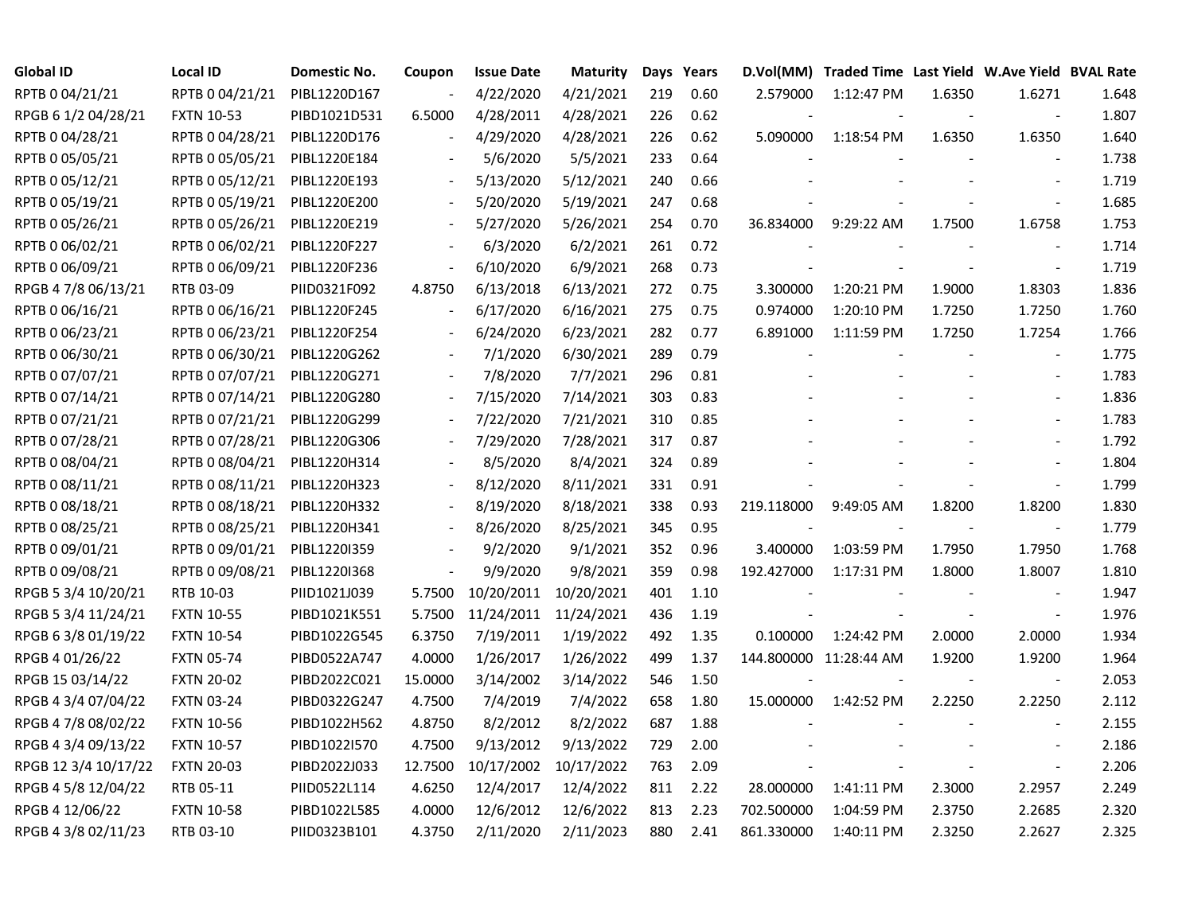| Global ID | Local ID | Domestic No. | Coupon | Issue Date | Maturity | Days | Years | D.Vol(MM) | Traded Time | Last Yield | W.Ave Yield | BVAL Rate |
|---|---|---|---|---|---|---|---|---|---|---|---|---|
| RPTB 0 04/21/21 | RPTB 0 04/21/21 | PIBL1220D167 | - | 4/22/2020 | 4/21/2021 | 219 | 0.60 | 2.579000 | 1:12:47 PM | 1.6350 | 1.6271 | 1.648 |
| RPGB 6 1/2 04/28/21 | FXTN 10-53 | PIBD1021D531 | 6.5000 | 4/28/2011 | 4/28/2021 | 226 | 0.62 | - | - | - | - | 1.807 |
| RPTB 0 04/28/21 | RPTB 0 04/28/21 | PIBL1220D176 | - | 4/29/2020 | 4/28/2021 | 226 | 0.62 | 5.090000 | 1:18:54 PM | 1.6350 | 1.6350 | 1.640 |
| RPTB 0 05/05/21 | RPTB 0 05/05/21 | PIBL1220E184 | - | 5/6/2020 | 5/5/2021 | 233 | 0.64 | - | - | - | - | 1.738 |
| RPTB 0 05/12/21 | RPTB 0 05/12/21 | PIBL1220E193 | - | 5/13/2020 | 5/12/2021 | 240 | 0.66 | - | - | - | - | 1.719 |
| RPTB 0 05/19/21 | RPTB 0 05/19/21 | PIBL1220E200 | - | 5/20/2020 | 5/19/2021 | 247 | 0.68 | - | - | - | - | 1.685 |
| RPTB 0 05/26/21 | RPTB 0 05/26/21 | PIBL1220E219 | - | 5/27/2020 | 5/26/2021 | 254 | 0.70 | 36.834000 | 9:29:22 AM | 1.7500 | 1.6758 | 1.753 |
| RPTB 0 06/02/21 | RPTB 0 06/02/21 | PIBL1220F227 | - | 6/3/2020 | 6/2/2021 | 261 | 0.72 | - | - | - | - | 1.714 |
| RPTB 0 06/09/21 | RPTB 0 06/09/21 | PIBL1220F236 | - | 6/10/2020 | 6/9/2021 | 268 | 0.73 | - | - | - | - | 1.719 |
| RPGB 4 7/8 06/13/21 | RTB 03-09 | PIID0321F092 | 4.8750 | 6/13/2018 | 6/13/2021 | 272 | 0.75 | 3.300000 | 1:20:21 PM | 1.9000 | 1.8303 | 1.836 |
| RPTB 0 06/16/21 | RPTB 0 06/16/21 | PIBL1220F245 | - | 6/17/2020 | 6/16/2021 | 275 | 0.75 | 0.974000 | 1:20:10 PM | 1.7250 | 1.7250 | 1.760 |
| RPTB 0 06/23/21 | RPTB 0 06/23/21 | PIBL1220F254 | - | 6/24/2020 | 6/23/2021 | 282 | 0.77 | 6.891000 | 1:11:59 PM | 1.7250 | 1.7254 | 1.766 |
| RPTB 0 06/30/21 | RPTB 0 06/30/21 | PIBL1220G262 | - | 7/1/2020 | 6/30/2021 | 289 | 0.79 | - | - | - | - | 1.775 |
| RPTB 0 07/07/21 | RPTB 0 07/07/21 | PIBL1220G271 | - | 7/8/2020 | 7/7/2021 | 296 | 0.81 | - | - | - | - | 1.783 |
| RPTB 0 07/14/21 | RPTB 0 07/14/21 | PIBL1220G280 | - | 7/15/2020 | 7/14/2021 | 303 | 0.83 | - | - | - | - | 1.836 |
| RPTB 0 07/21/21 | RPTB 0 07/21/21 | PIBL1220G299 | - | 7/22/2020 | 7/21/2021 | 310 | 0.85 | - | - | - | - | 1.783 |
| RPTB 0 07/28/21 | RPTB 0 07/28/21 | PIBL1220G306 | - | 7/29/2020 | 7/28/2021 | 317 | 0.87 | - | - | - | - | 1.792 |
| RPTB 0 08/04/21 | RPTB 0 08/04/21 | PIBL1220H314 | - | 8/5/2020 | 8/4/2021 | 324 | 0.89 | - | - | - | - | 1.804 |
| RPTB 0 08/11/21 | RPTB 0 08/11/21 | PIBL1220H323 | - | 8/12/2020 | 8/11/2021 | 331 | 0.91 | - | - | - | - | 1.799 |
| RPTB 0 08/18/21 | RPTB 0 08/18/21 | PIBL1220H332 | - | 8/19/2020 | 8/18/2021 | 338 | 0.93 | 219.118000 | 9:49:05 AM | 1.8200 | 1.8200 | 1.830 |
| RPTB 0 08/25/21 | RPTB 0 08/25/21 | PIBL1220H341 | - | 8/26/2020 | 8/25/2021 | 345 | 0.95 | - | - | - | - | 1.779 |
| RPTB 0 09/01/21 | RPTB 0 09/01/21 | PIBL1220I359 | - | 9/2/2020 | 9/1/2021 | 352 | 0.96 | 3.400000 | 1:03:59 PM | 1.7950 | 1.7950 | 1.768 |
| RPTB 0 09/08/21 | RPTB 0 09/08/21 | PIBL1220I368 | - | 9/9/2020 | 9/8/2021 | 359 | 0.98 | 192.427000 | 1:17:31 PM | 1.8000 | 1.8007 | 1.810 |
| RPGB 5 3/4 10/20/21 | RTB 10-03 | PIID1021J039 | 5.7500 | 10/20/2011 | 10/20/2021 | 401 | 1.10 | - | - | - | - | 1.947 |
| RPGB 5 3/4 11/24/21 | FXTN 10-55 | PIBD1021K551 | 5.7500 | 11/24/2011 | 11/24/2021 | 436 | 1.19 | - | - | - | - | 1.976 |
| RPGB 6 3/8 01/19/22 | FXTN 10-54 | PIBD1022G545 | 6.3750 | 7/19/2011 | 1/19/2022 | 492 | 1.35 | 0.100000 | 1:24:42 PM | 2.0000 | 2.0000 | 1.934 |
| RPGB 4 01/26/22 | FXTN 05-74 | PIBD0522A747 | 4.0000 | 1/26/2017 | 1/26/2022 | 499 | 1.37 | 144.800000 | 11:28:44 AM | 1.9200 | 1.9200 | 1.964 |
| RPGB 15 03/14/22 | FXTN 20-02 | PIBD2022C021 | 15.0000 | 3/14/2002 | 3/14/2022 | 546 | 1.50 | - | - | - | - | 2.053 |
| RPGB 4 3/4 07/04/22 | FXTN 03-24 | PIBD0322G247 | 4.7500 | 7/4/2019 | 7/4/2022 | 658 | 1.80 | 15.000000 | 1:42:52 PM | 2.2250 | 2.2250 | 2.112 |
| RPGB 4 7/8 08/02/22 | FXTN 10-56 | PIBD1022H562 | 4.8750 | 8/2/2012 | 8/2/2022 | 687 | 1.88 | - | - | - | - | 2.155 |
| RPGB 4 3/4 09/13/22 | FXTN 10-57 | PIBD1022I570 | 4.7500 | 9/13/2012 | 9/13/2022 | 729 | 2.00 | - | - | - | - | 2.186 |
| RPGB 12 3/4 10/17/22 | FXTN 20-03 | PIBD2022J033 | 12.7500 | 10/17/2002 | 10/17/2022 | 763 | 2.09 | - | - | - | - | 2.206 |
| RPGB 4 5/8 12/04/22 | RTB 05-11 | PIID0522L114 | 4.6250 | 12/4/2017 | 12/4/2022 | 811 | 2.22 | 28.000000 | 1:41:11 PM | 2.3000 | 2.2957 | 2.249 |
| RPGB 4 12/06/22 | FXTN 10-58 | PIBD1022L585 | 4.0000 | 12/6/2012 | 12/6/2022 | 813 | 2.23 | 702.500000 | 1:04:59 PM | 2.3750 | 2.2685 | 2.320 |
| RPGB 4 3/8 02/11/23 | RTB 03-10 | PIID0323B101 | 4.3750 | 2/11/2020 | 2/11/2023 | 880 | 2.41 | 861.330000 | 1:40:11 PM | 2.3250 | 2.2627 | 2.325 |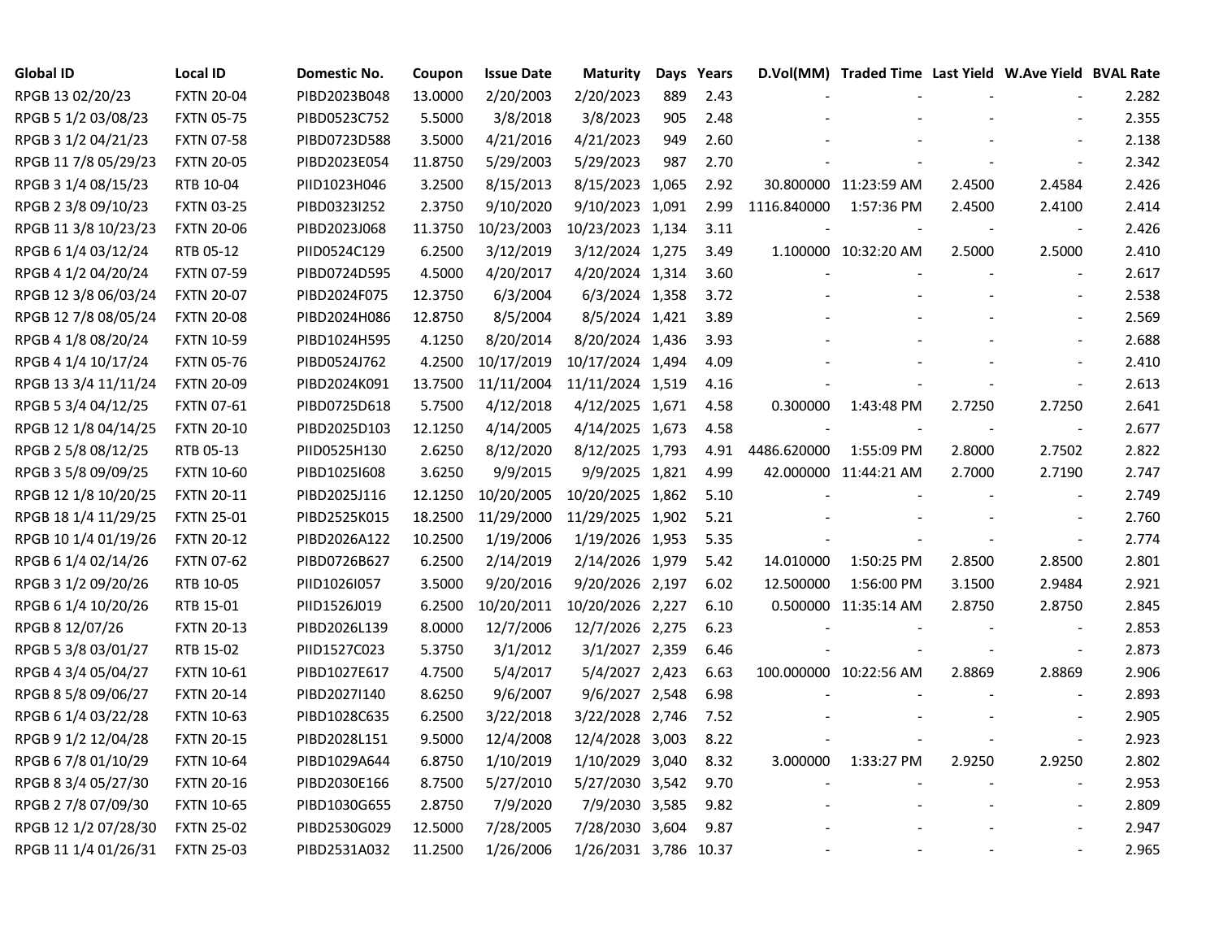| Global ID | Local ID | Domestic No. | Coupon | Issue Date | Maturity | Days | Years | D.Vol(MM) | Traded Time | Last Yield | W.Ave Yield | BVAL Rate |
|---|---|---|---|---|---|---|---|---|---|---|---|---|
| RPGB 13 02/20/23 | FXTN 20-04 | PIBD2023B048 | 13.0000 | 2/20/2003 | 2/20/2023 | 889 | 2.43 | - | - | - | - | 2.282 |
| RPGB 5 1/2 03/08/23 | FXTN 05-75 | PIBD0523C752 | 5.5000 | 3/8/2018 | 3/8/2023 | 905 | 2.48 | - | - | - | - | 2.355 |
| RPGB 3 1/2 04/21/23 | FXTN 07-58 | PIBD0723D588 | 3.5000 | 4/21/2016 | 4/21/2023 | 949 | 2.60 | - | - | - | - | 2.138 |
| RPGB 11 7/8 05/29/23 | FXTN 20-05 | PIBD2023E054 | 11.8750 | 5/29/2003 | 5/29/2023 | 987 | 2.70 | - | - | - | - | 2.342 |
| RPGB 3 1/4 08/15/23 | RTB 10-04 | PIID1023H046 | 3.2500 | 8/15/2013 | 8/15/2023 | 1,065 | 2.92 | 30.800000 | 11:23:59 AM | 2.4500 | 2.4584 | 2.426 |
| RPGB 2 3/8 09/10/23 | FXTN 03-25 | PIBD0323I252 | 2.3750 | 9/10/2020 | 9/10/2023 | 1,091 | 2.99 | 1116.840000 | 1:57:36 PM | 2.4500 | 2.4100 | 2.414 |
| RPGB 11 3/8 10/23/23 | FXTN 20-06 | PIBD2023J068 | 11.3750 | 10/23/2003 | 10/23/2023 | 1,134 | 3.11 | - | - | - | - | 2.426 |
| RPGB 6 1/4 03/12/24 | RTB 05-12 | PIID0524C129 | 6.2500 | 3/12/2019 | 3/12/2024 | 1,275 | 3.49 | 1.100000 | 10:32:20 AM | 2.5000 | 2.5000 | 2.410 |
| RPGB 4 1/2 04/20/24 | FXTN 07-59 | PIBD0724D595 | 4.5000 | 4/20/2017 | 4/20/2024 | 1,314 | 3.60 | - | - | - | - | 2.617 |
| RPGB 12 3/8 06/03/24 | FXTN 20-07 | PIBD2024F075 | 12.3750 | 6/3/2004 | 6/3/2024 | 1,358 | 3.72 | - | - | - | - | 2.538 |
| RPGB 12 7/8 08/05/24 | FXTN 20-08 | PIBD2024H086 | 12.8750 | 8/5/2004 | 8/5/2024 | 1,421 | 3.89 | - | - | - | - | 2.569 |
| RPGB 4 1/8 08/20/24 | FXTN 10-59 | PIBD1024H595 | 4.1250 | 8/20/2014 | 8/20/2024 | 1,436 | 3.93 | - | - | - | - | 2.688 |
| RPGB 4 1/4 10/17/24 | FXTN 05-76 | PIBD0524J762 | 4.2500 | 10/17/2019 | 10/17/2024 | 1,494 | 4.09 | - | - | - | - | 2.410 |
| RPGB 13 3/4 11/11/24 | FXTN 20-09 | PIBD2024K091 | 13.7500 | 11/11/2004 | 11/11/2024 | 1,519 | 4.16 | - | - | - | - | 2.613 |
| RPGB 5 3/4 04/12/25 | FXTN 07-61 | PIBD0725D618 | 5.7500 | 4/12/2018 | 4/12/2025 | 1,671 | 4.58 | 0.300000 | 1:43:48 PM | 2.7250 | 2.7250 | 2.641 |
| RPGB 12 1/8 04/14/25 | FXTN 20-10 | PIBD2025D103 | 12.1250 | 4/14/2005 | 4/14/2025 | 1,673 | 4.58 | - | - | - | - | 2.677 |
| RPGB 2 5/8 08/12/25 | RTB 05-13 | PIID0525H130 | 2.6250 | 8/12/2020 | 8/12/2025 | 1,793 | 4.91 | 4486.620000 | 1:55:09 PM | 2.8000 | 2.7502 | 2.822 |
| RPGB 3 5/8 09/09/25 | FXTN 10-60 | PIBD1025I608 | 3.6250 | 9/9/2015 | 9/9/2025 | 1,821 | 4.99 | 42.000000 | 11:44:21 AM | 2.7000 | 2.7190 | 2.747 |
| RPGB 12 1/8 10/20/25 | FXTN 20-11 | PIBD2025J116 | 12.1250 | 10/20/2005 | 10/20/2025 | 1,862 | 5.10 | - | - | - | - | 2.749 |
| RPGB 18 1/4 11/29/25 | FXTN 25-01 | PIBD2525K015 | 18.2500 | 11/29/2000 | 11/29/2025 | 1,902 | 5.21 | - | - | - | - | 2.760 |
| RPGB 10 1/4 01/19/26 | FXTN 20-12 | PIBD2026A122 | 10.2500 | 1/19/2006 | 1/19/2026 | 1,953 | 5.35 | - | - | - | - | 2.774 |
| RPGB 6 1/4 02/14/26 | FXTN 07-62 | PIBD0726B627 | 6.2500 | 2/14/2019 | 2/14/2026 | 1,979 | 5.42 | 14.010000 | 1:50:25 PM | 2.8500 | 2.8500 | 2.801 |
| RPGB 3 1/2 09/20/26 | RTB 10-05 | PIID1026I057 | 3.5000 | 9/20/2016 | 9/20/2026 | 2,197 | 6.02 | 12.500000 | 1:56:00 PM | 3.1500 | 2.9484 | 2.921 |
| RPGB 6 1/4 10/20/26 | RTB 15-01 | PIID1526J019 | 6.2500 | 10/20/2011 | 10/20/2026 | 2,227 | 6.10 | 0.500000 | 11:35:14 AM | 2.8750 | 2.8750 | 2.845 |
| RPGB 8 12/07/26 | FXTN 20-13 | PIBD2026L139 | 8.0000 | 12/7/2006 | 12/7/2026 | 2,275 | 6.23 | - | - | - | - | 2.853 |
| RPGB 5 3/8 03/01/27 | RTB 15-02 | PIID1527C023 | 5.3750 | 3/1/2012 | 3/1/2027 | 2,359 | 6.46 | - | - | - | - | 2.873 |
| RPGB 4 3/4 05/04/27 | FXTN 10-61 | PIBD1027E617 | 4.7500 | 5/4/2017 | 5/4/2027 | 2,423 | 6.63 | 100.000000 | 10:22:56 AM | 2.8869 | 2.8869 | 2.906 |
| RPGB 8 5/8 09/06/27 | FXTN 20-14 | PIBD2027I140 | 8.6250 | 9/6/2007 | 9/6/2027 | 2,548 | 6.98 | - | - | - | - | 2.893 |
| RPGB 6 1/4 03/22/28 | FXTN 10-63 | PIBD1028C635 | 6.2500 | 3/22/2018 | 3/22/2028 | 2,746 | 7.52 | - | - | - | - | 2.905 |
| RPGB 9 1/2 12/04/28 | FXTN 20-15 | PIBD2028L151 | 9.5000 | 12/4/2008 | 12/4/2028 | 3,003 | 8.22 | - | - | - | - | 2.923 |
| RPGB 6 7/8 01/10/29 | FXTN 10-64 | PIBD1029A644 | 6.8750 | 1/10/2019 | 1/10/2029 | 3,040 | 8.32 | 3.000000 | 1:33:27 PM | 2.9250 | 2.9250 | 2.802 |
| RPGB 8 3/4 05/27/30 | FXTN 20-16 | PIBD2030E166 | 8.7500 | 5/27/2010 | 5/27/2030 | 3,542 | 9.70 | - | - | - | - | 2.953 |
| RPGB 2 7/8 07/09/30 | FXTN 10-65 | PIBD1030G655 | 2.8750 | 7/9/2020 | 7/9/2030 | 3,585 | 9.82 | - | - | - | - | 2.809 |
| RPGB 12 1/2 07/28/30 | FXTN 25-02 | PIBD2530G029 | 12.5000 | 7/28/2005 | 7/28/2030 | 3,604 | 9.87 | - | - | - | - | 2.947 |
| RPGB 11 1/4 01/26/31 | FXTN 25-03 | PIBD2531A032 | 11.2500 | 1/26/2006 | 1/26/2031 | 3,786 | 10.37 | - | - | - | - | 2.965 |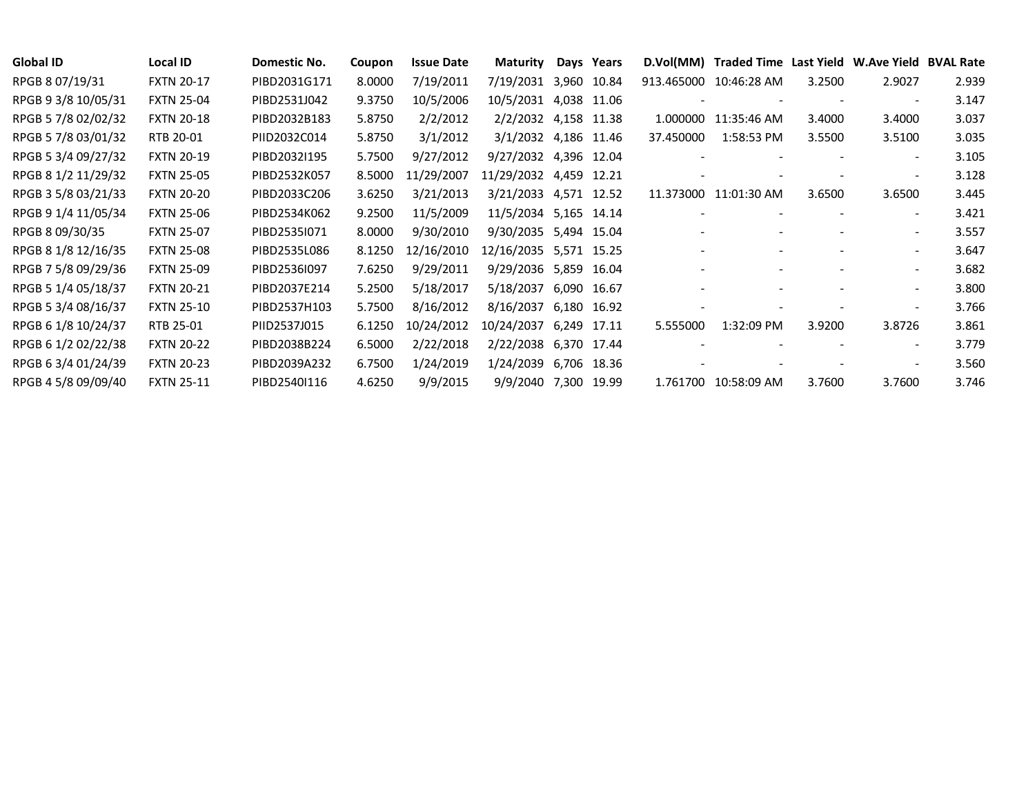| Global ID | Local ID | Domestic No. | Coupon | Issue Date | Maturity | Days | Years | D.Vol(MM) | Traded Time | Last Yield | W.Ave Yield | BVAL Rate |
|---|---|---|---|---|---|---|---|---|---|---|---|---|
| RPGB 8 07/19/31 | FXTN 20-17 | PIBD2031G171 | 8.0000 | 7/19/2011 | 7/19/2031 | 3,960 | 10.84 | 913.465000 | 10:46:28 AM | 3.2500 | 2.9027 | 2.939 |
| RPGB 9 3/8 10/05/31 | FXTN 25-04 | PIBD2531J042 | 9.3750 | 10/5/2006 | 10/5/2031 | 4,038 | 11.06 | - | - | - | - | 3.147 |
| RPGB 5 7/8 02/02/32 | FXTN 20-18 | PIBD2032B183 | 5.8750 | 2/2/2012 | 2/2/2032 | 4,158 | 11.38 | 1.000000 | 11:35:46 AM | 3.4000 | 3.4000 | 3.037 |
| RPGB 5 7/8 03/01/32 | RTB 20-01 | PIID2032C014 | 5.8750 | 3/1/2012 | 3/1/2032 | 4,186 | 11.46 | 37.450000 | 1:58:53 PM | 3.5500 | 3.5100 | 3.035 |
| RPGB 5 3/4 09/27/32 | FXTN 20-19 | PIBD2032I195 | 5.7500 | 9/27/2012 | 9/27/2032 | 4,396 | 12.04 | - | - | - | - | 3.105 |
| RPGB 8 1/2 11/29/32 | FXTN 25-05 | PIBD2532K057 | 8.5000 | 11/29/2007 | 11/29/2032 | 4,459 | 12.21 | - | - | - | - | 3.128 |
| RPGB 3 5/8 03/21/33 | FXTN 20-20 | PIBD2033C206 | 3.6250 | 3/21/2013 | 3/21/2033 | 4,571 | 12.52 | 11.373000 | 11:01:30 AM | 3.6500 | 3.6500 | 3.445 |
| RPGB 9 1/4 11/05/34 | FXTN 25-06 | PIBD2534K062 | 9.2500 | 11/5/2009 | 11/5/2034 | 5,165 | 14.14 | - | - | - | - | 3.421 |
| RPGB 8 09/30/35 | FXTN 25-07 | PIBD2535I071 | 8.0000 | 9/30/2010 | 9/30/2035 | 5,494 | 15.04 | - | - | - | - | 3.557 |
| RPGB 8 1/8 12/16/35 | FXTN 25-08 | PIBD2535L086 | 8.1250 | 12/16/2010 | 12/16/2035 | 5,571 | 15.25 | - | - | - | - | 3.647 |
| RPGB 7 5/8 09/29/36 | FXTN 25-09 | PIBD2536I097 | 7.6250 | 9/29/2011 | 9/29/2036 | 5,859 | 16.04 | - | - | - | - | 3.682 |
| RPGB 5 1/4 05/18/37 | FXTN 20-21 | PIBD2037E214 | 5.2500 | 5/18/2017 | 5/18/2037 | 6,090 | 16.67 | - | - | - | - | 3.800 |
| RPGB 5 3/4 08/16/37 | FXTN 25-10 | PIBD2537H103 | 5.7500 | 8/16/2012 | 8/16/2037 | 6,180 | 16.92 | - | - | - | - | 3.766 |
| RPGB 6 1/8 10/24/37 | RTB 25-01 | PIID2537J015 | 6.1250 | 10/24/2012 | 10/24/2037 | 6,249 | 17.11 | 5.555000 | 1:32:09 PM | 3.9200 | 3.8726 | 3.861 |
| RPGB 6 1/2 02/22/38 | FXTN 20-22 | PIBD2038B224 | 6.5000 | 2/22/2018 | 2/22/2038 | 6,370 | 17.44 | - | - | - | - | 3.779 |
| RPGB 6 3/4 01/24/39 | FXTN 20-23 | PIBD2039A232 | 6.7500 | 1/24/2019 | 1/24/2039 | 6,706 | 18.36 | - | - | - | - | 3.560 |
| RPGB 4 5/8 09/09/40 | FXTN 25-11 | PIBD2540I116 | 4.6250 | 9/9/2015 | 9/9/2040 | 7,300 | 19.99 | 1.761700 | 10:58:09 AM | 3.7600 | 3.7600 | 3.746 |